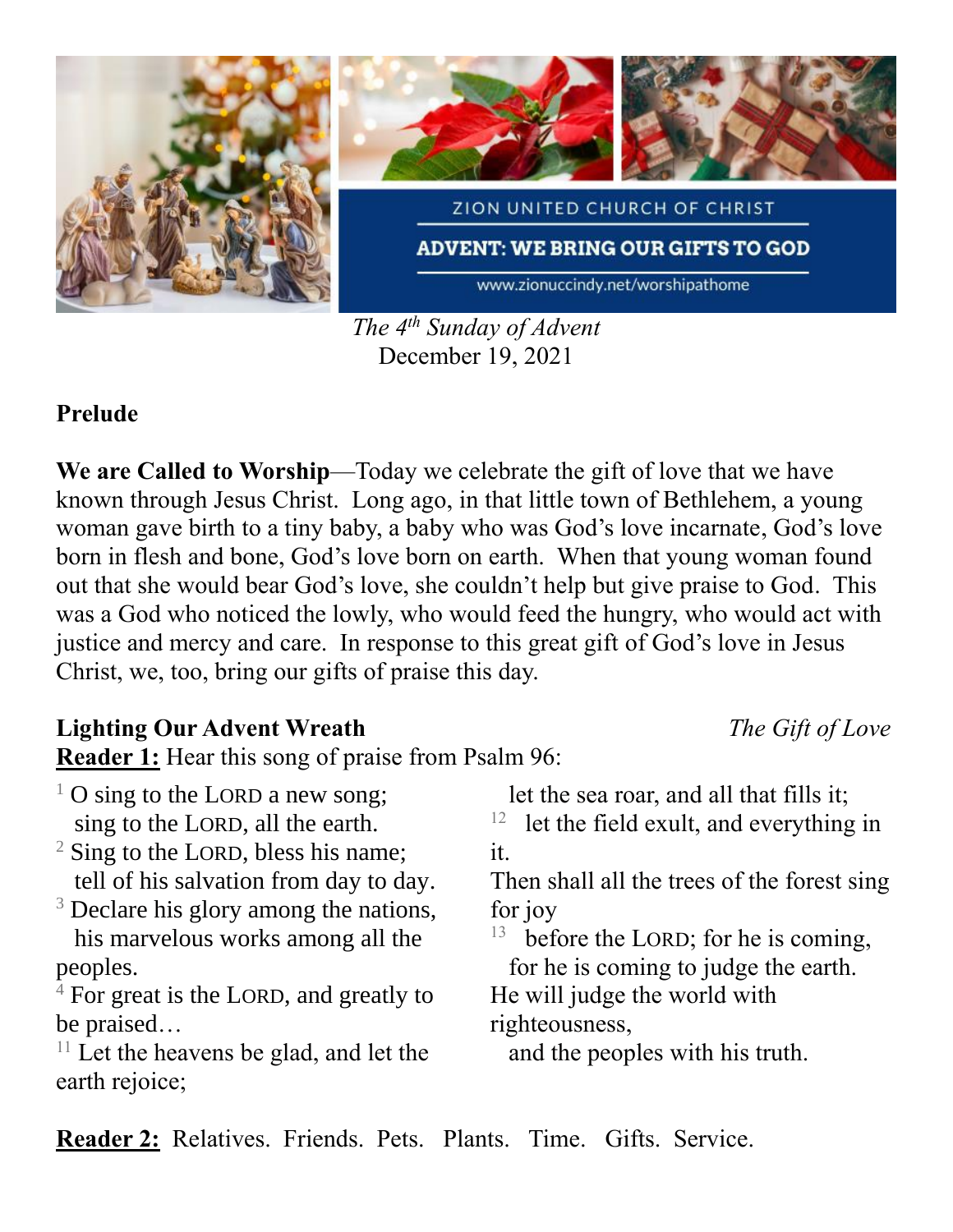ZION UNITED CHURCH OF CHRIST

**ADVENT: WE BRING OUR GIFTS TO GOD**

www.zionuccindy.net/worshipathome

*The 4th Sunday of Advent*
December 19, 2021

**Prelude**

**We are Called to Worship**—Today we celebrate the gift of love that we have known through Jesus Christ. Long ago, in that little town of Bethlehem, a young woman gave birth to a tiny baby, a baby who was God's love incarnate, God's love born in flesh and bone, God's love born on earth. When that young woman found out that she would bear God's love, she couldn't help but give praise to God. This was a God who noticed the lowly, who would feed the hungry, who would act with justice and mercy and care. In response to this great gift of God's love in Jesus Christ, we, too, bring our gifts of praise this day.

**Lighting Our Advent Wreath** *The Gift of Love*

**Reader 1:** Hear this song of praise from Psalm 96:

[1] O sing to the LORD a new song;
  sing to the LORD, all the earth.
[2] Sing to the LORD, bless his name;
  tell of his salvation from day to day.
[3] Declare his glory among the nations,
  his marvelous works among all the peoples.
[4] For great is the LORD, and greatly to be praised…
[11] Let the heavens be glad, and let the earth rejoice;
  let the sea roar, and all that fills it;
[12] let the field exult, and everything in it.
Then shall all the trees of the forest sing for joy
[13] before the LORD; for he is coming,
  for he is coming to judge the earth.
He will judge the world with righteousness,
  and the peoples with his truth.

**Reader 2:** Relatives. Friends. Pets. Plants. Time. Gifts. Service.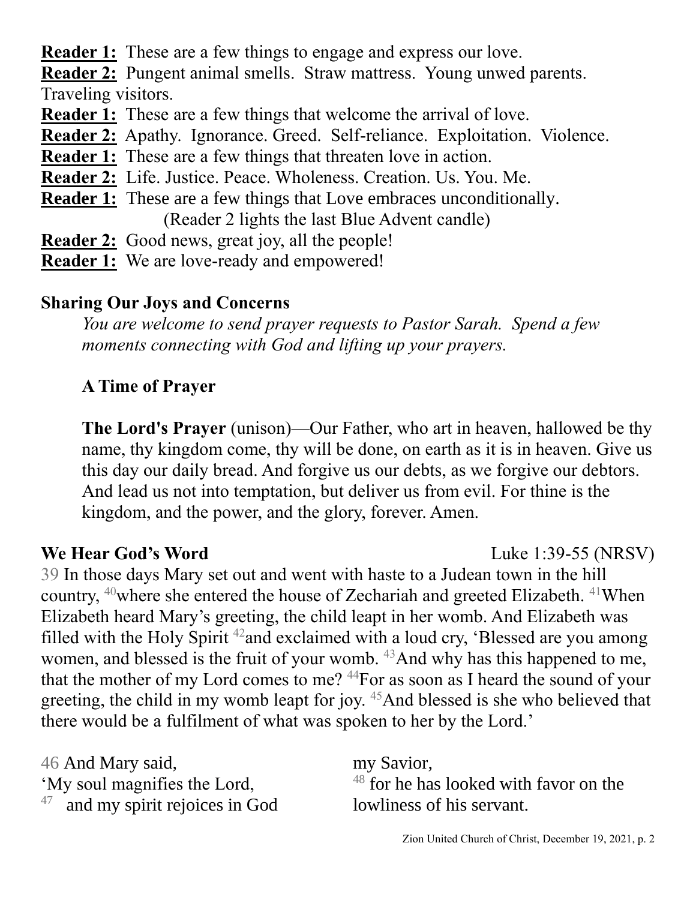**Reader 1:** These are a few things to engage and express our love.

**Reader 2:** Pungent animal smells. Straw mattress. Young unwed parents. Traveling visitors.

**Reader 1:** These are a few things that welcome the arrival of love.

**Reader 2:** Apathy. Ignorance. Greed. Self-reliance. Exploitation. Violence.

**Reader 1:** These are a few things that threaten love in action.

**Reader 2:** Life. Justice. Peace. Wholeness. Creation. Us. You. Me.

**Reader 1:** These are a few things that Love embraces unconditionally.

(Reader 2 lights the last Blue Advent candle)

**Reader 2:** Good news, great joy, all the people!

**Reader 1:** We are love-ready and empowered!

**Sharing Our Joys and Concerns**

*You are welcome to send prayer requests to Pastor Sarah. Spend a few moments connecting with God and lifting up your prayers.*

**A Time of Prayer**

**The Lord's Prayer** (unison)—Our Father, who art in heaven, hallowed be thy name, thy kingdom come, thy will be done, on earth as it is in heaven. Give us this day our daily bread. And forgive us our debts, as we forgive our debtors. And lead us not into temptation, but deliver us from evil. For thine is the kingdom, and the power, and the glory, forever. Amen.

**We Hear God's Word** Luke 1:39-55 (NRSV)

39 In those days Mary set out and went with haste to a Judean town in the hill country, 40 where she entered the house of Zechariah and greeted Elizabeth. 41 When Elizabeth heard Mary's greeting, the child leapt in her womb. And Elizabeth was filled with the Holy Spirit 42 and exclaimed with a loud cry, 'Blessed are you among women, and blessed is the fruit of your womb. 43 And why has this happened to me, that the mother of my Lord comes to me? 44 For as soon as I heard the sound of your greeting, the child in my womb leapt for joy. 45 And blessed is she who believed that there would be a fulfilment of what was spoken to her by the Lord.'

46 And Mary said,
'My soul magnifies the Lord,
47 and my spirit rejoices in God my Savior,
48 for he has looked with favor on the lowliness of his servant.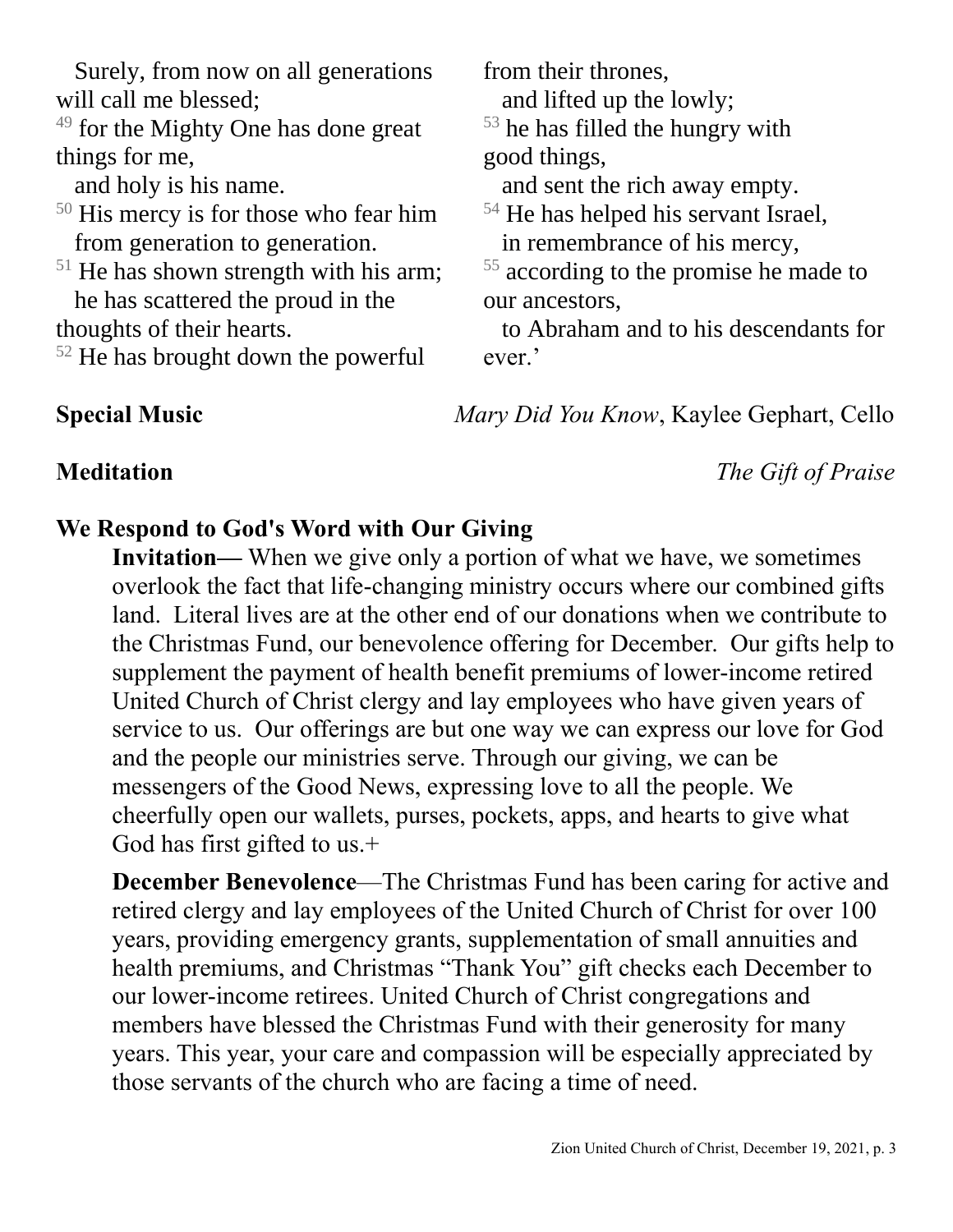Surely, from now on all generations will call me blessed;
[49] for the Mighty One has done great things for me,
and holy is his name.
[50] His mercy is for those who fear him
from generation to generation.
[51] He has shown strength with his arm;
he has scattered the proud in the thoughts of their hearts.
[52] He has brought down the powerful from their thrones,
and lifted up the lowly;
[53] he has filled the hungry with good things,
and sent the rich away empty.
[54] He has helped his servant Israel,
in remembrance of his mercy,
[55] according to the promise he made to our ancestors,
to Abraham and to his descendants for ever.'

**Special Music** *Mary Did You Know*, Kaylee Gephart, Cello

**Meditation** *The Gift of Praise*

**We Respond to God's Word with Our Giving**

**Invitation—** When we give only a portion of what we have, we sometimes overlook the fact that life-changing ministry occurs where our combined gifts land. Literal lives are at the other end of our donations when we contribute to the Christmas Fund, our benevolence offering for December. Our gifts help to supplement the payment of health benefit premiums of lower-income retired United Church of Christ clergy and lay employees who have given years of service to us. Our offerings are but one way we can express our love for God and the people our ministries serve. Through our giving, we can be messengers of the Good News, expressing love to all the people. We cheerfully open our wallets, purses, pockets, apps, and hearts to give what God has first gifted to us.+

**December Benevolence**—The Christmas Fund has been caring for active and retired clergy and lay employees of the United Church of Christ for over 100 years, providing emergency grants, supplementation of small annuities and health premiums, and Christmas "Thank You" gift checks each December to our lower-income retirees. United Church of Christ congregations and members have blessed the Christmas Fund with their generosity for many years. This year, your care and compassion will be especially appreciated by those servants of the church who are facing a time of need.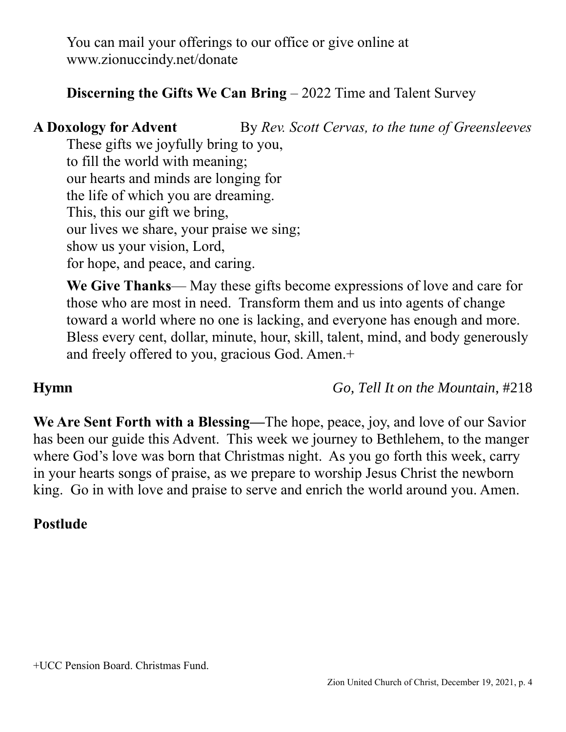You can mail your offerings to our office or give online at www.zionuccindy.net/donate

**Discerning the Gifts We Can Bring** – 2022 Time and Talent Survey

**A Doxology for Advent** By *Rev. Scott Cervas, to the tune of Greensleeves*

These gifts we joyfully bring to you,
to fill the world with meaning;
our hearts and minds are longing for
the life of which you are dreaming.
This, this our gift we bring,
our lives we share, your praise we sing;
show us your vision, Lord,
for hope, and peace, and caring.

**We Give Thanks**— May these gifts become expressions of love and care for those who are most in need. Transform them and us into agents of change toward a world where no one is lacking, and everyone has enough and more. Bless every cent, dollar, minute, hour, skill, talent, mind, and body generously and freely offered to you, gracious God. Amen.+

**Hymn** *Go, Tell It on the Mountain*, #218

**We Are Sent Forth with a Blessing—**The hope, peace, joy, and love of our Savior has been our guide this Advent. This week we journey to Bethlehem, to the manger where God's love was born that Christmas night. As you go forth this week, carry in your hearts songs of praise, as we prepare to worship Jesus Christ the newborn king. Go in with love and praise to serve and enrich the world around you. Amen.

**Postlude**

+UCC Pension Board. Christmas Fund.